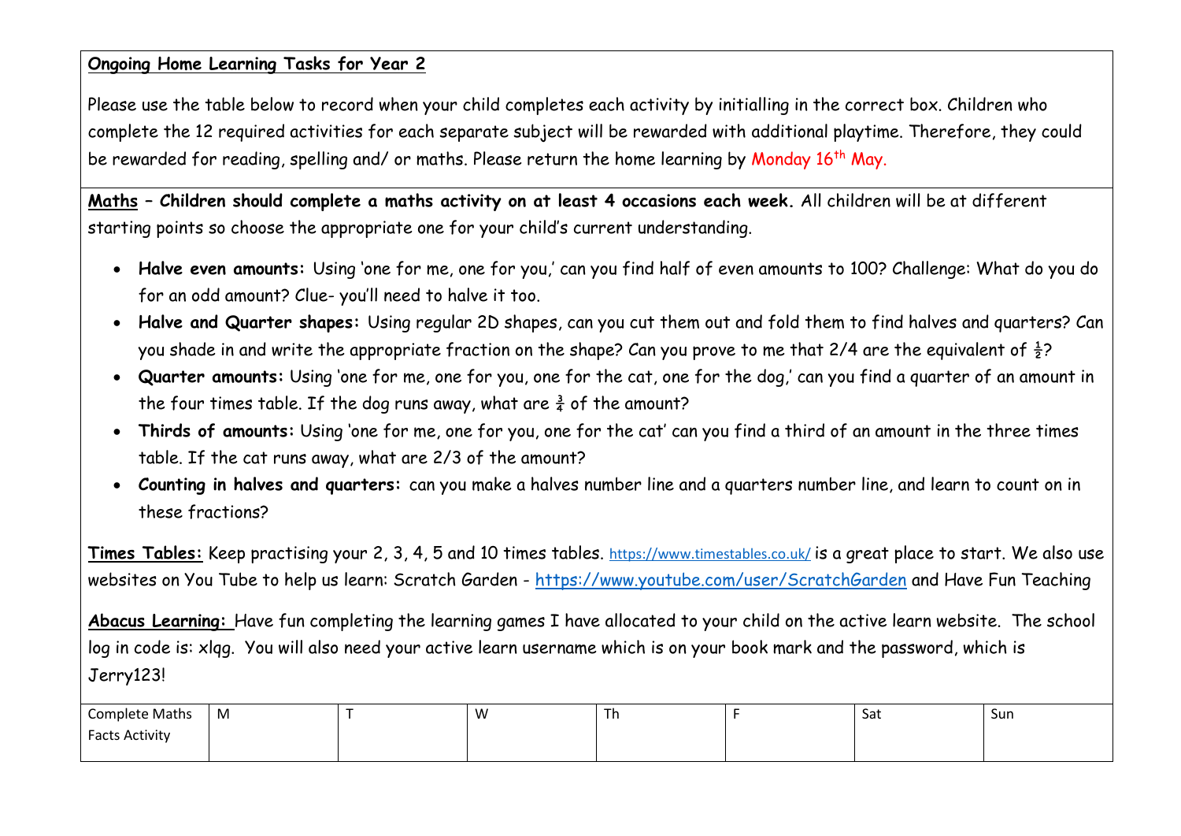**<u>Ongoing Home Learning Tasks for Year 2</u>**

Please use the table below to record when your child completes each activity by initialling in the correct box. Children who complete the 12 required activities for each separate subject will be rewarded with additional playtime. Therefore, they could be rewarded for reading, spelling and/ or maths. Please return the home learning by Monday 16th May.

**<u>Maths</u> – Children should complete a maths activity on at least 4 occasions each week.** All children will be at different starting points so choose the appropriate one for your child's current understanding.

- **Halve even amounts:** Using 'one for me, one for you,' can you find half of even amounts to 100? Challenge: What do you do for an odd amount? Clue- you'll need to halve it too.
- **Halve and Quarter shapes:** Using regular 2D shapes, can you cut them out and fold them to find halves and quarters? Can you shade in and write the appropriate fraction on the shape? Can you prove to me that 2/4 are the equivalent of $\frac{1}{2}$?
- **Quarter amounts:** Using 'one for me, one for you, one for the cat, one for the dog,' can you find a quarter of an amount in the four times table. If the dog runs away, what are $\frac{3}{4}$ of the amount?
- **Thirds of amounts:** Using 'one for me, one for you, one for the cat' can you find a third of an amount in the three times table. If the cat runs away, what are 2/3 of the amount?
- **Counting in halves and quarters:** can you make a halves number line and a quarters number line, and learn to count on in these fractions?

**<u>Times Tables:</u>** Keep practising your 2, 3, 4, 5 and 10 times tables. https://www.timestables.co.uk/ is a great place to start. We also use websites on You Tube to help us learn: Scratch Garden - https://www.youtube.com/user/ScratchGarden and Have Fun Teaching

**<u>Abacus Learning:</u>** Have fun completing the learning games I have allocated to your child on the active learn website. The school log in code is: xlqg. You will also need your active learn username which is on your book mark and the password, which is Jerry123!

| Complete Maths Facts Activity | M | T | W | Th | F | Sat | Sun |
|---|---|---|---|---|---|---|---|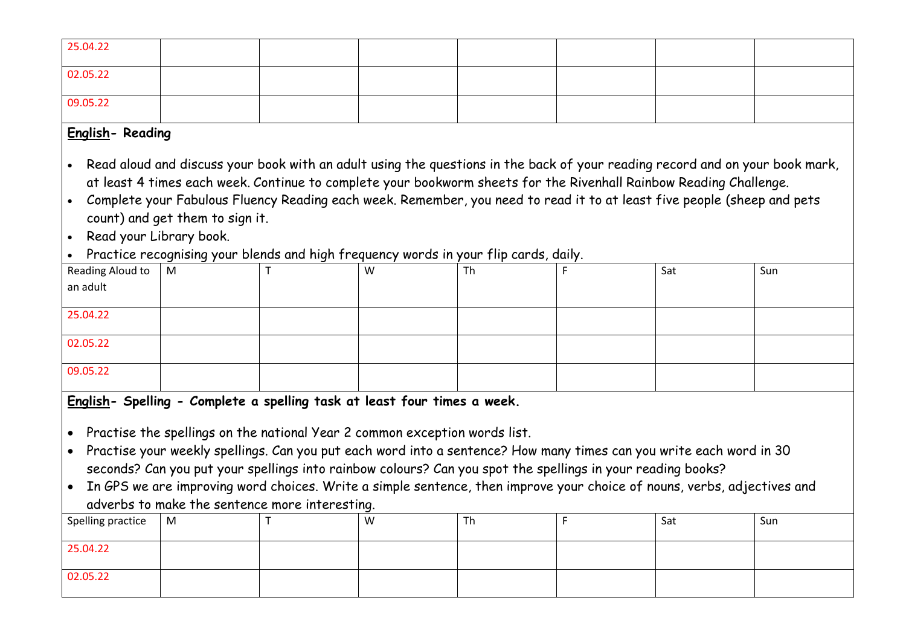| | | | | | | | |
|---|---|---|---|---|---|---|---|
| 25.04.22 | | | | | | | |
| 02.05.22 | | | | | | | |
| 09.05.22 | | | | | | | |

**English- Reading**

- Read aloud and discuss your book with an adult using the questions in the back of your reading record and on your book mark, at least 4 times each week. Continue to complete your bookworm sheets for the Rivenhall Rainbow Reading Challenge.
- Complete your Fabulous Fluency Reading each week. Remember, you need to read it to at least five people (sheep and pets count) and get them to sign it.
- Read your Library book.
- Practice recognising your blends and high frequency words in your flip cards, daily.

| Reading Aloud to an adult | M | T | W | Th | F | Sat | Sun |
|---|---|---|---|---|---|---|---|
| 25.04.22 | | | | | | | |
| 02.05.22 | | | | | | | |
| 09.05.22 | | | | | | | |

**English- Spelling - Complete a spelling task at least four times a week.**

- Practise the spellings on the national Year 2 common exception words list.
- Practise your weekly spellings. Can you put each word into a sentence? How many times can you write each word in 30 seconds? Can you put your spellings into rainbow colours? Can you spot the spellings in your reading books?
- In GPS we are improving word choices. Write a simple sentence, then improve your choice of nouns, verbs, adjectives and adverbs to make the sentence more interesting.

| Spelling practice | M | T | W | Th | F | Sat | Sun |
|---|---|---|---|---|---|---|---|
| 25.04.22 | | | | | | | |
| 02.05.22 | | | | | | | |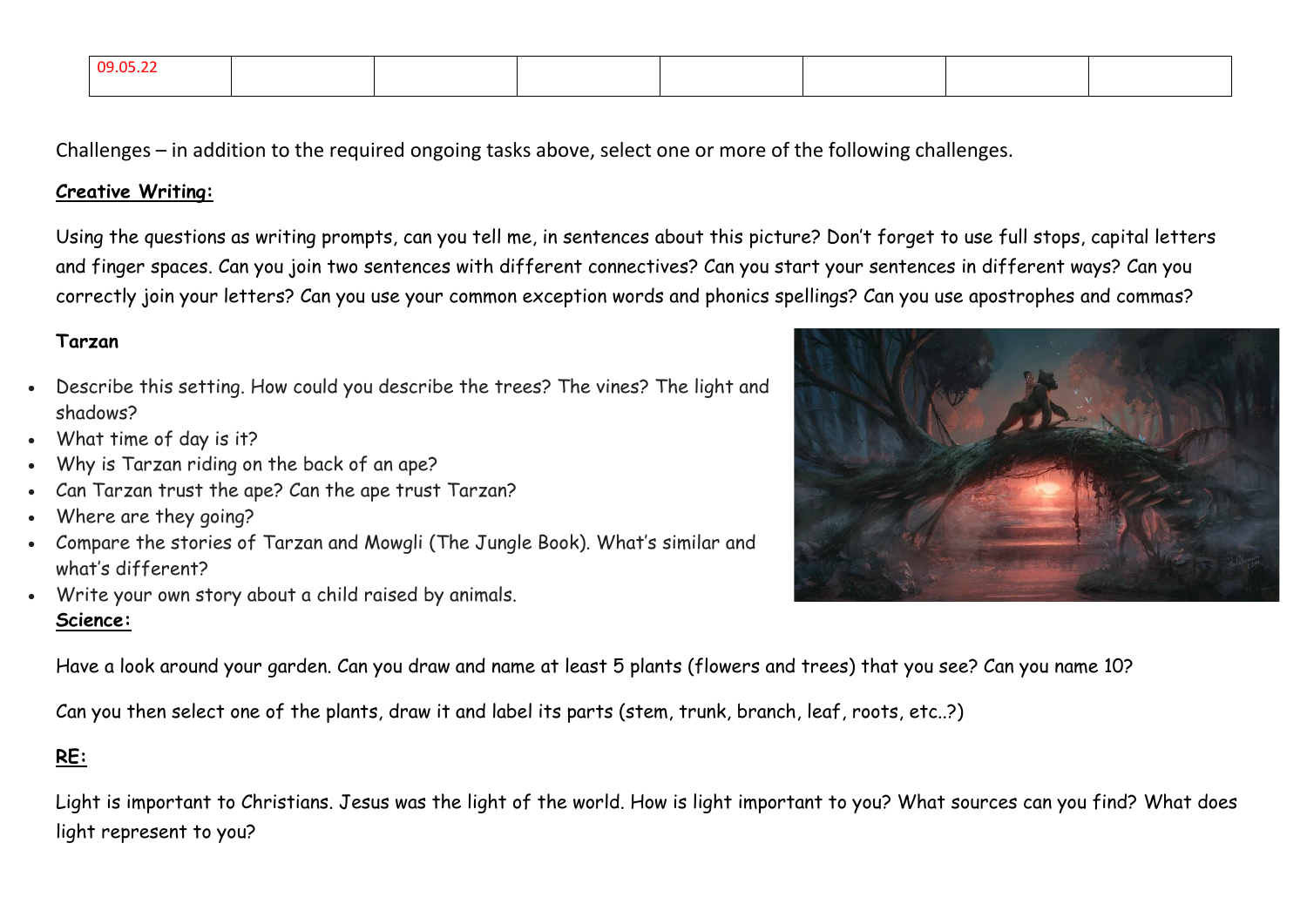| | | | | | | | |
|---|---|---|---|---|---|---|---|
| 09.05.22 | | | | | | | |

Challenges – in addition to the required ongoing tasks above, select one or more of the following challenges.

**Creative Writing:**

Using the questions as writing prompts, can you tell me, in sentences about this picture? Don't forget to use full stops, capital letters and finger spaces. Can you join two sentences with different connectives? Can you start your sentences in different ways? Can you correctly join your letters? Can you use your common exception words and phonics spellings? Can you use apostrophes and commas?

**Tarzan**

- Describe this setting. How could you describe the trees? The vines? The light and shadows?
- What time of day is it?
- Why is Tarzan riding on the back of an ape?
- Can Tarzan trust the ape? Can the ape trust Tarzan?
- Where are they going?
- Compare the stories of Tarzan and Mowgli (The Jungle Book). What's similar and what's different?
- Write your own story about a child raised by animals.

**Science:**

Have a look around your garden. Can you draw and name at least 5 plants (flowers and trees) that you see? Can you name 10?

Can you then select one of the plants, draw it and label its parts (stem, trunk, branch, leaf, roots, etc..?)

**RE:**

Light is important to Christians. Jesus was the light of the world. How is light important to you? What sources can you find? What does light represent to you?